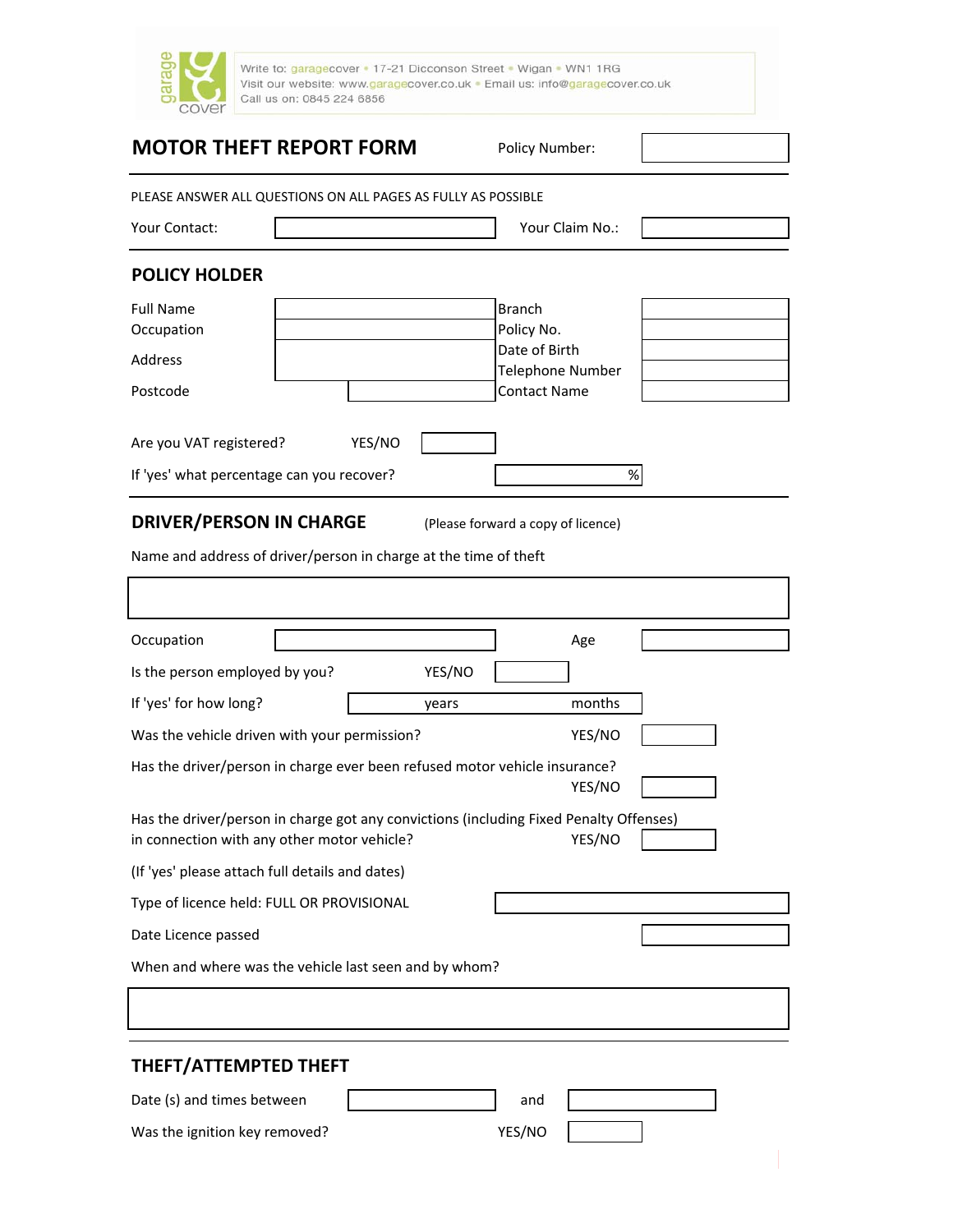Write to: garagecover • 17-21 Dicconson Street • Wigan • WN1 1RG
Visit our website: www.garagecover.co.uk • Email us: info@garagecover.co.uk
Call us on: 0845 224 6856

# MOTOR THEFT REPORT FORM

Policy Number:

PLEASE ANSWER ALL QUESTIONS ON ALL PAGES AS FULLY AS POSSIBLE

Your Contact: &nbsp;&nbsp;&nbsp;&nbsp; Your Claim No.:

## POLICY HOLDER

| | | | |
|---|---|---|---|
| Full Name | | Branch | |
| Occupation | | Policy No. | |
| Address | | Date of Birth | |
| | | Telephone Number | |
| Postcode | | Contact Name | |

Are you VAT registered? YES/NO

If 'yes' what percentage can you recover? %

## DRIVER/PERSON IN CHARGE

(Please forward a copy of licence)

Name and address of driver/person in charge at the time of theft

Occupation &nbsp;&nbsp;&nbsp;&nbsp; Age

Is the person employed by you? YES/NO

If 'yes' for how long? years months

Was the vehicle driven with your permission? YES/NO

Has the driver/person in charge ever been refused motor vehicle insurance? YES/NO

Has the driver/person in charge got any convictions (including Fixed Penalty Offenses) in connection with any other motor vehicle? YES/NO

(If 'yes' please attach full details and dates)

Type of licence held: FULL OR PROVISIONAL

Date Licence passed

When and where was the vehicle last seen and by whom?

## THEFT/ATTEMPTED THEFT

Date (s) and times between &nbsp;&nbsp;&nbsp;&nbsp; and

Was the ignition key removed? YES/NO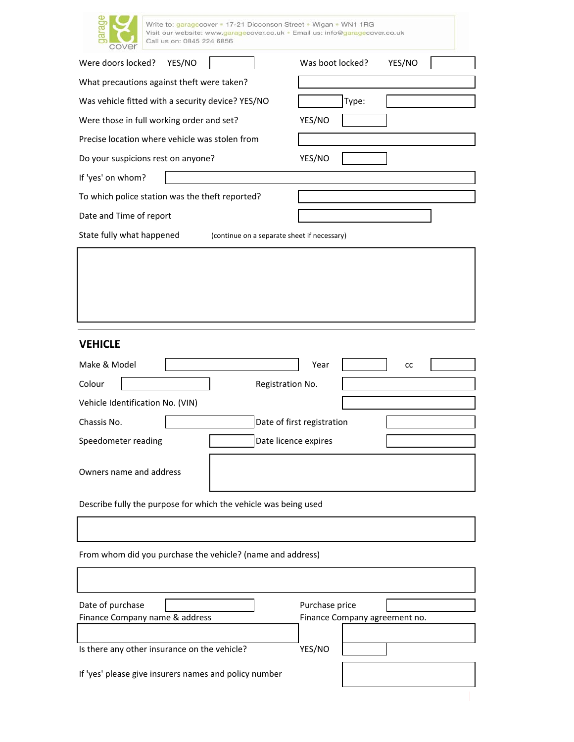Write to: garagecover • 17-21 Dicconson Street • Wigan • WN1 1RG
Visit our website: www.garagecover.co.uk • Email us: info@garagecover.co.uk
Call us on: 0845 224 6856

| | | | |
|---|---|---|---|
| Were doors locked? YES/NO | | Was boot locked? YES/NO | |
| What precautions against theft were taken? | | | |
| Was vehicle fitted with a security device? YES/NO | | Type: | |
| Were those in full working order and set? | YES/NO | | |
| Precise location where vehicle was stolen from | | | |
| Do your suspicions rest on anyone? | YES/NO | | |
| If 'yes' on whom? | | | |
| To which police station was the theft reported? | | | |
| Date and Time of report | | | |

State fully what happened (continue on a separate sheet if necessary)

---

## VEHICLE

| | | | | | |
|---|---|---|---|---|---|
| Make & Model | | Year | | cc | |
| Colour | | Registration No. | | | |
| Vehicle Identification No. (VIN) | | | | | |
| Chassis No. | | Date of first registration | | | |
| Speedometer reading | | Date licence expires | | | |
| Owners name and address | | | | | |

Describe fully the purpose for which the vehicle was being used

From whom did you purchase the vehicle? (name and address)

| | | | |
|---|---|---|---|
| Date of purchase | | Purchase price | |
| Finance Company name & address | | Finance Company agreement no. | |
| Is there any other insurance on the vehicle? | | YES/NO | |
| If 'yes' please give insurers names and policy number | | | |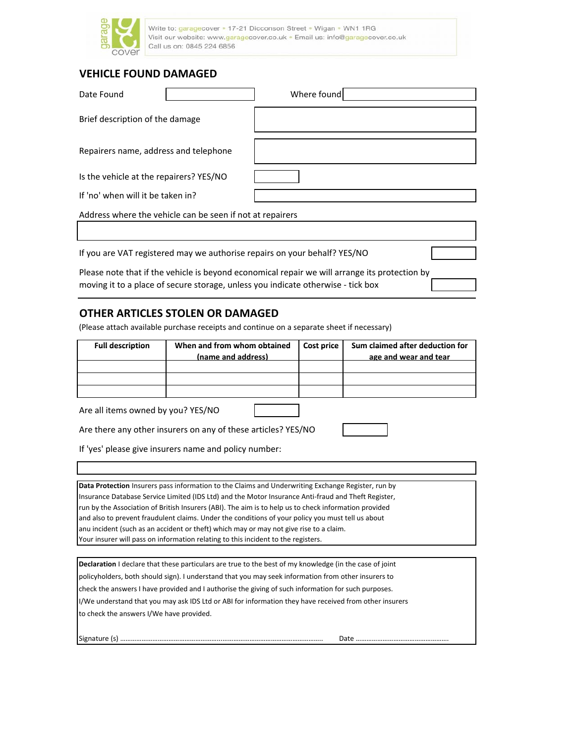Write to: garagecover • 17-21 Dicconson Street • Wigan • WN1 1RG
Visit our website: www.garagecover.co.uk • Email us: info@garagecover.co.uk
Call us on: 0845 224 6856

## VEHICLE FOUND DAMAGED

Date Found ____________ Where found ____________

Brief description of the damage ____________

Repairers name, address and telephone ____________

Is the vehicle at the repairers? YES/NO ____________

If 'no' when will it be taken in? ____________

Address where the vehicle can be seen if not at repairers

____________

If you are VAT registered may we authorise repairs on your behalf? YES/NO ____________

Please note that if the vehicle is beyond economical repair we will arrange its protection by moving it to a place of secure storage, unless you indicate otherwise - tick box ____________

## OTHER ARTICLES STOLEN OR DAMAGED

(Please attach available purchase receipts and continue on a separate sheet if necessary)

| Full description | When and from whom obtained (name and address) | Cost price | Sum claimed after deduction for age and wear and tear |
|---|---|---|---|
| | | | |
| | | | |
| | | | |

Are all items owned by you? YES/NO ____________

Are there any other insurers on any of these articles? YES/NO ____________

If 'yes' please give insurers name and policy number:

____________

**Data Protection** Insurers pass information to the Claims and Underwriting Exchange Register, run by Insurance Database Service Limited (IDS Ltd) and the Motor Insurance Anti-fraud and Theft Register, run by the Association of British Insurers (ABI). The aim is to help us to check information provided and also to prevent fraudulent claims. Under the conditions of your policy you must tell us about anu incident (such as an accident or theft) which may or may not give rise to a claim. Your insurer will pass on information relating to this incident to the registers.

**Declaration** I declare that these particulars are true to the best of my knowledge (in the case of joint policyholders, both should sign). I understand that you may seek information from other insurers to check the answers I have provided and I authorise the giving of such information for such purposes. I/We understand that you may ask IDS Ltd or ABI for information they have received from other insurers to check the answers I/We have provided.

Signature (s) ................................................................................................................ Date ....................................................